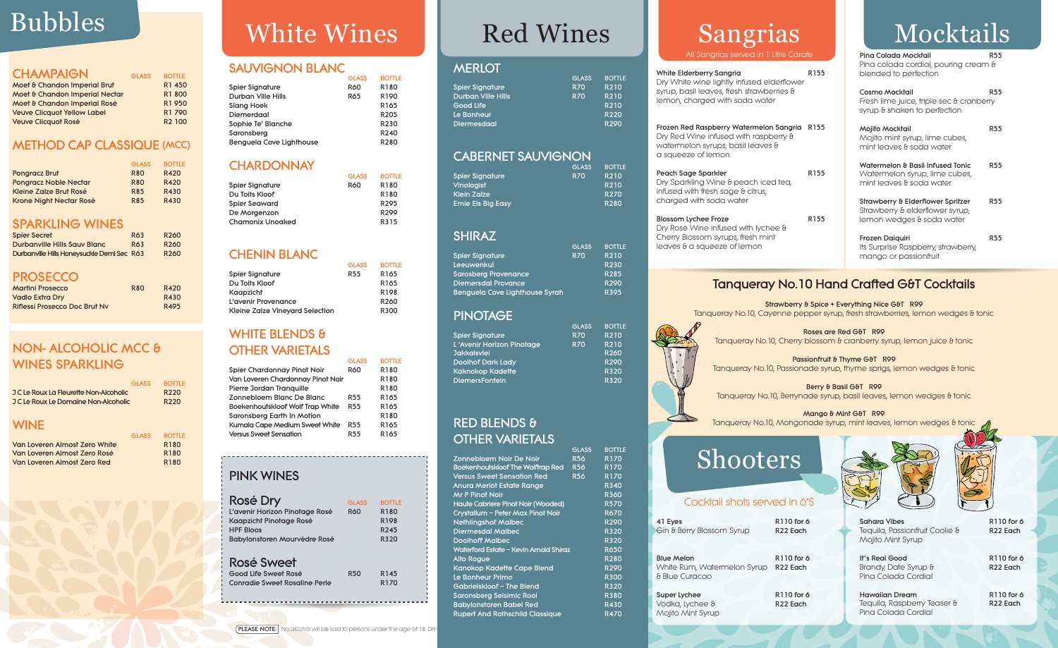# Bubbles

## CHAMPAIGN

| | GLASS | BOTTLE |
|---|---|---|
| Moet & Chandon Imperial Brut | | R1 450 |
| Moet & Chandon Imperial Nectar | | R1 800 |
| Moet & Chandon Imperial Rosé | | R1 950 |
| Veuve Clicquot Yellow Label | | R1 790 |
| Veuve Clicquot Rosé | | R2 100 |

## METHOD CAP CLASSIQUE (MCC)

| | GLASS | BOTTLE |
|---|---|---|
| Pongracz Brut | R80 | R420 |
| Pongracz Noble Nectar | R80 | R420 |
| Kleine Zalze Brut Rosé | R85 | R430 |
| Krone Night Nectar Rosé | R85 | R430 |

## SPARKLING WINES

| | GLASS | BOTTLE |
|---|---|---|
| Spier Secret | R63 | R260 |
| Durbanville Hills Sauv Blanc | R63 | R260 |
| Durbanville Hills Honeysuckle Demi Sec | R63 | R260 |

## PROSECCO

| | GLASS | BOTTLE |
|---|---|---|
| Martini Prosecco | R80 | R420 |
| Vadlo Extra Dry | | R430 |
| Riflessi Prosecco Doc Brut Nv | | R495 |

## NON- ALCOHOLIC MCC & WINES SPARKLING

| | GLASS | BOTTLE |
|---|---|---|
| J C Le Roux La Fleurette Non-Alcoholic | | R220 |
| J C Le Roux Le Domaine Non-Alcoholic | | R220 |

## WINE

| | GLASS | BOTTLE |
|---|---|---|
| Van Loveren Almost Zero White | | R180 |
| Van Loveren Almost Zero Rosé | | R180 |
| Van Loveren Almost Zero Red | | R180 |

# White Wines

## SAUVIGNON BLANC

| | GLASS | BOTTLE |
|---|---|---|
| Spier Signature | R60 | R180 |
| Durban Ville Hills | R65 | R190 |
| Slang Hoek | | R165 |
| Diemerdaal | | R205 |
| Sophie Te' Blanche | | R230 |
| Saronsberg | | R240 |
| Benguela Cove Lighthouse | | R280 |

## CHARDONNAY

| | GLASS | BOTTLE |
|---|---|---|
| Spier Signature | R60 | R180 |
| Du Toits Kloof | | R180 |
| Spier Seaward | | R295 |
| De Morgenzon | | R299 |
| Chamonix Unoaked | | R315 |

## CHENIN BLANC

| | GLASS | BOTTLE |
|---|---|---|
| Spier Signature | R55 | R165 |
| Du Toits Kloof | | R165 |
| Kaapzicht | | R198 |
| L'avenir Provenance | | R260 |
| Kleine Zalze Vineyard Selection | | R300 |

## WHITE BLENDS & OTHER VARIETALS

| | GLASS | BOTTLE |
|---|---|---|
| Spier Chardonnay Pinot Noir | R60 | R180 |
| Van Loveren Chardonnay Pinot Noir | | R180 |
| Pierre Jordan Tranquille | | R180 |
| Zonnebloem Blanc De Blanc | R55 | R165 |
| Boekenhoutskloof Wolf Trap White | R55 | R165 |
| Saronsberg Earth In Motion | | R180 |
| Kumala Cape Medium Sweet White | R55 | R165 |
| Versus Sweet Sensation | R55 | R165 |

## PINK WINES

### Rosé Dry

| | GLASS | BOTTLE |
|---|---|---|
| L'avenir Horizon Pinotage Rosé | R60 | R180 |
| Kaapzicht Pinotage Rosé | | R198 |
| HPF Bloos | | R245 |
| Babylonstoren Mourvèdre Rosé | | R320 |

### Rosé Sweet

| | GLASS | BOTTLE |
|---|---|---|
| Good Life Sweet Rosé | R50 | R145 |
| Conradie Sweet Rosaline Perle | | R170 |

PLEASE NOTE: No alcohol will be sold to persons under the age of 18. Drin

# Red Wines

## MERLOT

| | GLASS | BOTTLE |
|---|---|---|
| Spier Signature | R70 | R210 |
| Durban Ville Hills | R70 | R210 |
| Good Life | | R210 |
| Le Bonheur | | R220 |
| Diermesdaal | | R290 |

## CABERNET SAUVIGNON

| | GLASS | BOTTLE |
|---|---|---|
| Spier Signature | R70 | R210 |
| Vinologist | | R210 |
| Klein Zalze | | R270 |
| Ernie Els Big Easy | | R280 |

## SHIRAZ

| | GLASS | BOTTLE |
|---|---|---|
| Spier Signature | R70 | R210 |
| Leeuwenkul | | R230 |
| Sarosberg Provenance | | R285 |
| Diemersdal Provance | | R290 |
| Benguela Cove Lighthouse Syrah | | R395 |

## PINOTAGE

| | GLASS | BOTTLE |
|---|---|---|
| Spier Signature | R70 | R210 |
| L 'Avenir Horizon Pinotage | R70 | R210 |
| Jakkalsvlei | | R260 |
| Doolhof Dark Lady | | R290 |
| Kaknokop Kadette | | R320 |
| DiemersFontein | | R320 |

## RED BLENDS & OTHER VARIETALS

| | GLASS | BOTTLE |
|---|---|---|
| Zonnebloem Noir De Noir | R56 | R170 |
| Boekenhoutskloof The Wolftrap Red | R56 | R170 |
| Versus Sweet Sensation Red | R56 | R170 |
| Anura Merlot Estate Range | | R340 |
| Mr P Pinot Noir | | R360 |
| Haute Cabriere Pinot Noir (Wooded) | | R570 |
| Crystallum – Peter Max Pinot Noir | | R670 |
| Nethlingshof Malbec | | R290 |
| Diemersdal Malbec | | R320 |
| Doolhoff Malbec | | R320 |
| Waterford Estate – Kevin Arnold Shiraz | | R650 |
| Alto Rogue | | R280 |
| Kanokop Kadette Cape Blend | | R290 |
| Le Bonheur Primo | | R300 |
| Gabrielskloof – The Blend | | R320 |
| Saronsberg Seisimic Rooi | | R380 |
| Babylonstoren Babel Red | | R430 |
| Rupert And Rothschild Classique | | R470 |

# Sangrias

All Sangrias served in 1 Litre Carafe

**White Elderberry Sangria** R155
Dry White wine lightly infused elderflower syrup, basil leaves, fresh strawberries & lemon, charged with soda water

**Frozen Red Raspberry Watermelon Sangria** R155
Dry Red Wine infused with raspberry & watermelon syrups, basil leaves & a squeeze of lemon

**Peach Sage Sparkler** R155
Dry Sparkling Wine & peach iced tea, infused with fresh sage & citrus, charged with soda water

**Blossom Lychee Froze** R155
Dry Rosé Wine infused with lychee & Cherry Blossom syrups, fresh mint leaves & a squeeze of lemon

# Mocktails

**Pina Colada Mocktail** R55
Pina colada cordial, pouring cream & blended to perfection

**Cosmo Mocktail** R55
Fresh lime juice, triple sec & cranberry syrup & shaken to perfection

**Mojito Mocktail** R55
Mojito mint syrup, lime cubes, mint leaves & soda water

**Watermelon & Basil Infused Tonic** R55
Watermelon syrup, lime cubes, mint leaves & soda water

**Strawberry & Elderflower Spritzer** R55
Strawberry & elderflower syrup, lemon wedges & soda water

**Frozen Daiquiri** R55
Its Surprise Raspberry, strawberry, mango or passionfruit

# Tanqueray No.10 Hand Crafted G&T Cocktails

**Strawberry & Spice + Everything Nice G&T R99**
Tanqueray No.10, Cayenne pepper syrup, fresh strawberries, lemon wedges & tonic

**Roses are Red G&T R99**
Tanqueray No.10, Cherry blossom & cranberry syrup, lemon juice & tonic

**Passionfruit & Thyme G&T R99**
Tanqueray No.10, Passionade syrup, thyme sprigs, lemon wedges & tonic

**Berry & Basil G&T R99**
Tanqueray No.10, Berrynade syrup, basil leaves, lemon wedges & tonic

**Mango & Mint G&T R99**
Tanqueray No.10, Mongonade syrup, mint leaves, lemon wedges & tonic

# Shooters

Cocktail shots served in 6'S

**41 Eyes** R110 for 6 / R22 Each
Gin & Berry Blossom Syrup

**Blue Melon** R110 for 6 / R22 Each
White Rum, Watermelon Syrup & Blue Curacao

**Super Lychee** R110 for 6 / R22 Each
Vodka, Lychee & Mojito Mint Syrup

**Sahara Vibes** R110 for 6 / R22 Each
Tequila, Passionfruit Coolie & Mojito Mint Syrup

**It's Real Good** R110 for 6 / R22 Each
Brandy, Date Syrup & Pina Colada Cordial

**Hawaiian Dream** R110 for 6 / R22 Each
Tequila, Raspberry Teaser & Pina Colada Cordial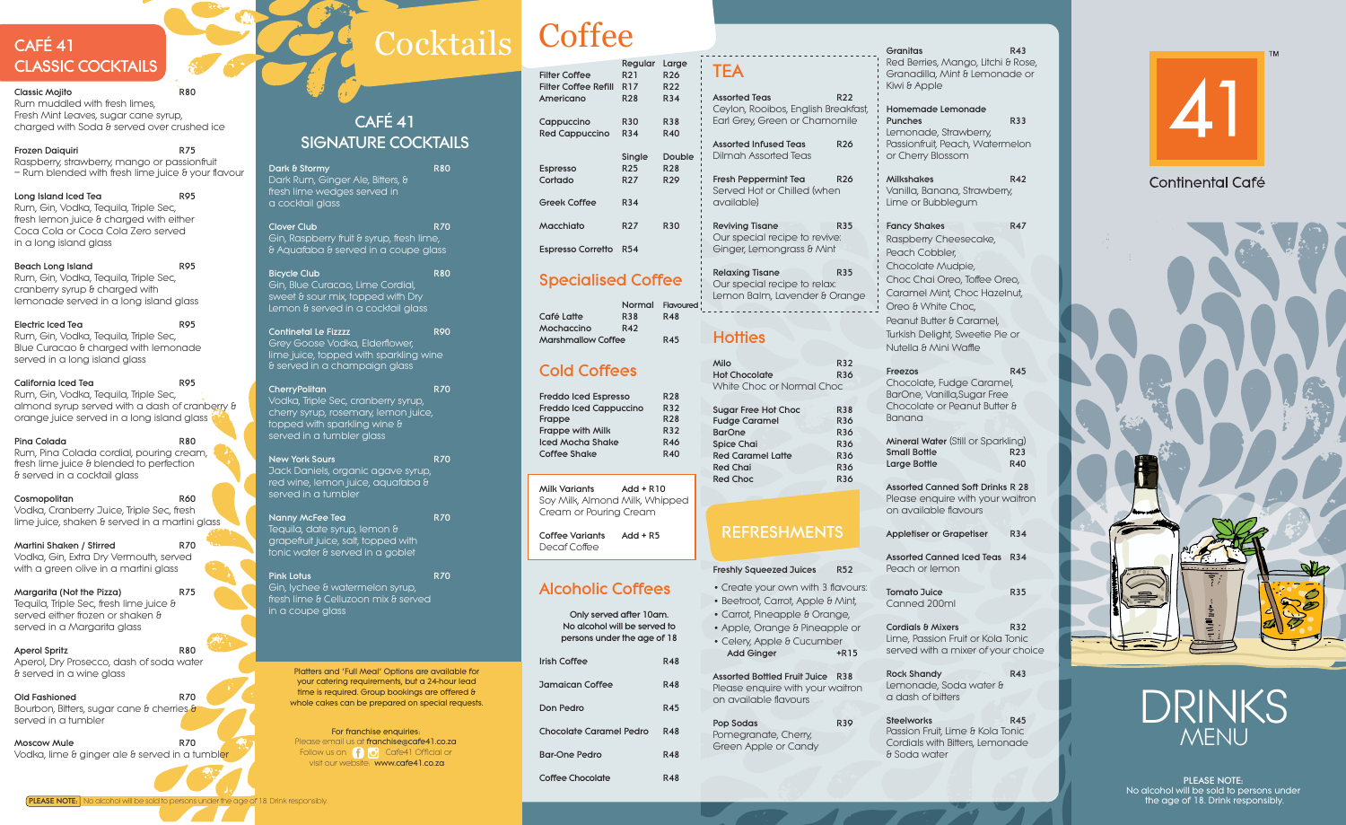# CAFÉ 41 CLASSIC COCKTAILS

**Classic Mojito** R80
Rum muddled with fresh limes, Fresh Mint Leaves, sugar cane syrup, charged with Soda & served over crushed ice

**Frozen Daiquiri** R75
Raspberry, strawberry, mango or passionfruit – Rum blended with fresh lime juice & your flavour

**Long Island Iced Tea** R95
Rum, Gin, Vodka, Tequila, Triple Sec, fresh lemon juice & charged with either Coca Cola or Coca Cola Zero served in a long island glass

**Beach Long Island** R95
Rum, Gin, Vodka, Tequila, Triple Sec, cranberry syrup & charged with lemonade served in a long island glass

**Electric Iced Tea** R95
Rum, Gin, Vodka, Tequila, Triple Sec, Blue Curacao & charged with lemonade served in a long island glass

**California Iced Tea** R95
Rum, Gin, Vodka, Tequila, Triple Sec, almond syrup served with a dash of cranberry & orange juice served in a long island glass

**Pina Colada** R80
Rum, Pina Colada cordial, pouring cream, fresh lime juice & blended to perfection & served in a cocktail glass

**Cosmopolitan** R60
Vodka, Cranberry Juice, Triple Sec, fresh lime juice, shaken & served in a martini glass

**Martini Shaken / Stirred** R70
Vodka, Gin, Extra Dry Vermouth, served with a green olive in a martini glass

**Margarita (Not the Pizza)** R75
Tequila, Triple Sec, fresh lime juice & served either frozen or shaken & served in a Margarita glass

**Aperol Spritz** R80
Aperol, Dry Prosecco, dash of soda water & served in a wine glass

**Old Fashioned** R70
Bourbon, Bitters, sugar cane & cherries & served in a tumbler

**Moscow Mule** R70
Vodka, lime & ginger ale & served in a tumbler

**PLEASE NOTE:** No alcohol will be sold to persons under the age of 18. Drink responsibly.

# Cocktails

## CAFÉ 41 SIGNATURE COCKTAILS

**Dark & Stormy** R80
Dark Rum, Ginger Ale, Bitters, & fresh lime wedges served in a cocktail glass

**Clover Club** R70
Gin, Raspberry fruit & syrup, fresh lime, & Aquafaba & served in a coupe glass

**Bicycle Club** R80
Gin, Blue Curacao, Lime Cordial, sweet & sour mix, topped with Dry Lemon & served in a cocktail glass

**Continetal Le Fizzzz** R90
Grey Goose Vodka, Elderflower, lime juice, topped with sparkling wine & served in a champaign glass

**CherryPolitan** R70
Vodka, Triple Sec, cranberry syrup, cherry syrup, rosemary, lemon juice, topped with sparkling wine & served in a tumbler glass

**New York Sours** R70
Jack Daniels, organic agave syrup, red wine, lemon juice, aquafaba & served in a tumbler

**Nanny McFee Tea** R70
Tequila, date syrup, lemon & grapefruit juice, salt, topped with tonic water & served in a goblet

**Pink Lotus** R70
Gin, lychee & watermelon syrup, fresh lime & Celluzoon mix & served in a coupe glass

Platters and 'Full Meal' Options are available for your catering requirements, but a 24-hour lead time is required. Group bookings are offered & whole cakes can be prepared on special requests.

For franchise enquiries:
Please email us at franchise@cafe41.co.za
Follow us on Cafe41 Official or visit our website: www.cafe41.co.za

# Coffee

| | Regular | Large |
|---|---|---|
| Filter Coffee | R21 | R26 |
| Filter Coffee Refill | R17 | R22 |
| Americano | R28 | R34 |
| Cappuccino | R30 | R38 |
| Red Cappuccino | R34 | R40 |

| | Single | Double |
|---|---|---|
| Espresso | R25 | R28 |
| Cortado | R27 | R29 |
| Greek Coffee | R34 | |
| Macchiato | R27 | R30 |
| Espresso Corretto | R54 | |

## Specialised Coffee

| | Normal | Flavoured |
|---|---|---|
| Café Latte | R38 | R48 |
| Mochaccino | R42 | |
| Marshmallow Coffee | | R45 |

## Cold Coffees

| | |
|---|---|
| Freddo Iced Espresso | R28 |
| Freddo Iced Cappuccino | R32 |
| Frappe | R28 |
| Frappe with Milk | R32 |
| Iced Mocha Shake | R46 |
| Coffee Shake | R40 |

**Milk Variants** Add + R10
Soy Milk, Almond Milk, Whipped Cream or Pouring Cream

**Coffee Variants** Add + R5
Decaf Coffee

## Alcoholic Coffees

Only served after 10am.
No alcohol will be served to persons under the age of 18

| | |
|---|---|
| Irish Coffee | R48 |
| Jamaican Coffee | R48 |
| Don Pedro | R45 |
| Chocolate Caramel Pedro | R48 |
| Bar-One Pedro | R48 |
| Coffee Chocolate | R48 |

## TEA

**Assorted Teas** R22
Ceylon, Rooibos, English Breakfast, Earl Grey, Green or Chamomile

**Assorted Infused Teas** R26
Dilmah Assorted Teas

**Fresh Peppermint Tea** R26
Served Hot or Chilled (when available)

**Reviving Tisane** R35
Our special recipe to revive: Ginger, Lemongrass & Mint

**Relaxing Tisane** R35
Our special recipe to relax: Lemon Balm, Lavender & Orange

## Hotties

**Milo** R32
**Hot Chocolate** R36
White Choc or Normal Choc

| | |
|---|---|
| Sugar Free Hot Choc | R38 |
| Fudge Caramel | R36 |
| BarOne | R36 |
| Spice Chai | R36 |
| Red Caramel Latte | R36 |
| Red Chai | R36 |
| Red Choc | R36 |

## REFRESHMENTS

**Freshly Squeezed Juices** R52
- Create your own with 3 flavours:
- Beetroot, Carrot, Apple & Mint,
- Carrot, Pineapple & Orange,
- Apple, Orange & Pineapple or
- Celery, Apple & Cucumber

Add Ginger +R15

**Assorted Bottled Fruit Juice** R38
Please enquire with your waitron on available flavours

**Pop Sodas** R39
Pomegranate, Cherry, Green Apple or Candy

**Granitas** R43
Red Berries, Mango, Litchi & Rose, Granadilla, Mint & Lemonade or Kiwi & Apple

**Homemade Lemonade Punches** R33
Lemonade, Strawberry, Passionfruit, Peach, Watermelon or Cherry Blossom

**Milkshakes** R42
Vanilla, Banana, Strawberry, Lime or Bubblegum

**Fancy Shakes** R47
Raspberry Cheesecake, Peach Cobbler, Chocolate Mudpie, Choc Chai Oreo, Toffee Oreo, Caramel Mint, Choc Hazelnut, Oreo & White Choc, Peanut Butter & Caramel, Turkish Delight, Sweetie Pie or Nutella & Mini Waffle

**Freezos** R45
Chocolate, Fudge Caramel, BarOne, Vanilla,Sugar Free Chocolate or Peanut Butter & Banana

**Mineral Water** (Still or Sparkling)
Small Bottle R23
Large Bottle R40

**Assorted Canned Soft Drinks** R 28
Please enquire with your waitron on available flavours

**Appletiser or Grapetiser** R34

**Assorted Canned Iced Teas** R34
Peach or lemon

**Tomato Juice** R35
Canned 200ml

**Cordials & Mixers** R32
Lime, Passion Fruit or Kola Tonic served with a mixer of your choice

**Rock Shandy** R43
Lemonade, Soda water & a dash of bitters

**Steelworks** R45
Passion Fruit, Lime & Kola Tonic Cordials with Bitters, Lemonade & Soda water

41 Continental Café

# DRINKS MENU

PLEASE NOTE:
No alcohol will be sold to persons under the age of 18. Drink responsibly.